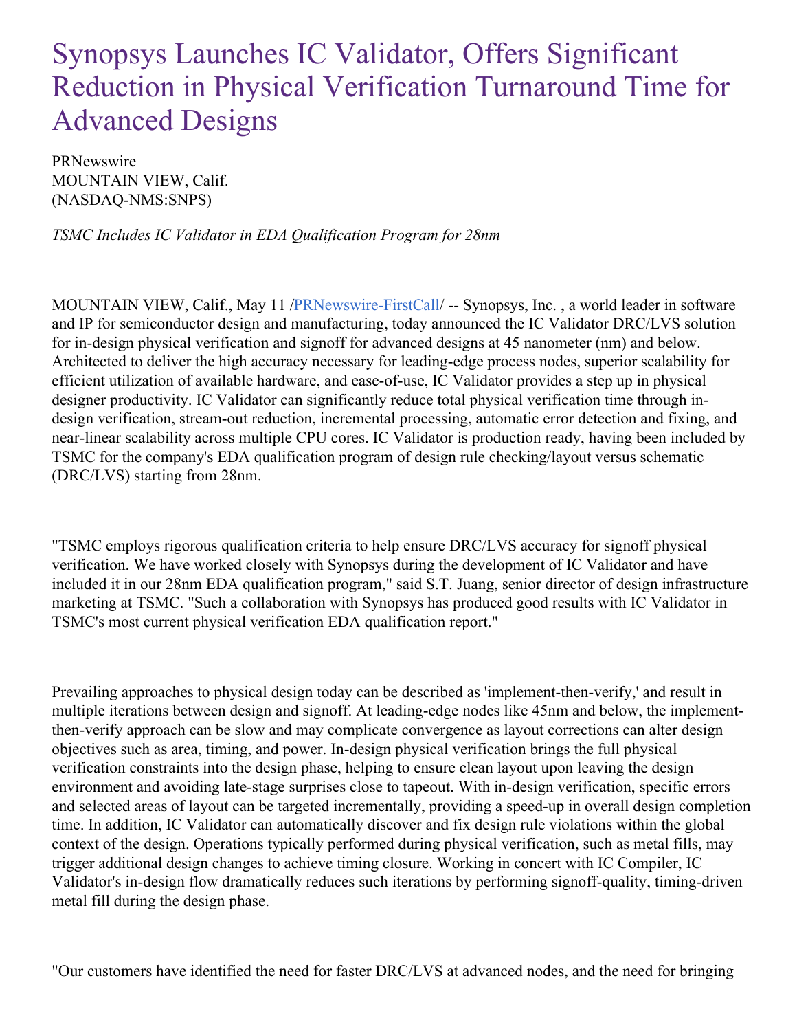# Synopsys Launches IC Validator, Offers Significant Reduction in Physical Verification Turnaround Time for Advanced Designs

PRNewswire
MOUNTAIN VIEW, Calif.
(NASDAQ-NMS:SNPS)

*TSMC Includes IC Validator in EDA Qualification Program for 28nm*

MOUNTAIN VIEW, Calif., May 11 /PRNewswire-FirstCall/ -- Synopsys, Inc. , a world leader in software and IP for semiconductor design and manufacturing, today announced the IC Validator DRC/LVS solution for in-design physical verification and signoff for advanced designs at 45 nanometer (nm) and below. Architected to deliver the high accuracy necessary for leading-edge process nodes, superior scalability for efficient utilization of available hardware, and ease-of-use, IC Validator provides a step up in physical designer productivity. IC Validator can significantly reduce total physical verification time through in-design verification, stream-out reduction, incremental processing, automatic error detection and fixing, and near-linear scalability across multiple CPU cores. IC Validator is production ready, having been included by TSMC for the company's EDA qualification program of design rule checking/layout versus schematic (DRC/LVS) starting from 28nm.

"TSMC employs rigorous qualification criteria to help ensure DRC/LVS accuracy for signoff physical verification. We have worked closely with Synopsys during the development of IC Validator and have included it in our 28nm EDA qualification program," said S.T. Juang, senior director of design infrastructure marketing at TSMC. "Such a collaboration with Synopsys has produced good results with IC Validator in TSMC's most current physical verification EDA qualification report."

Prevailing approaches to physical design today can be described as 'implement-then-verify,' and result in multiple iterations between design and signoff. At leading-edge nodes like 45nm and below, the implement-then-verify approach can be slow and may complicate convergence as layout corrections can alter design objectives such as area, timing, and power. In-design physical verification brings the full physical verification constraints into the design phase, helping to ensure clean layout upon leaving the design environment and avoiding late-stage surprises close to tapeout. With in-design verification, specific errors and selected areas of layout can be targeted incrementally, providing a speed-up in overall design completion time. In addition, IC Validator can automatically discover and fix design rule violations within the global context of the design. Operations typically performed during physical verification, such as metal fills, may trigger additional design changes to achieve timing closure. Working in concert with IC Compiler, IC Validator's in-design flow dramatically reduces such iterations by performing signoff-quality, timing-driven metal fill during the design phase.

"Our customers have identified the need for faster DRC/LVS at advanced nodes, and the need for bringing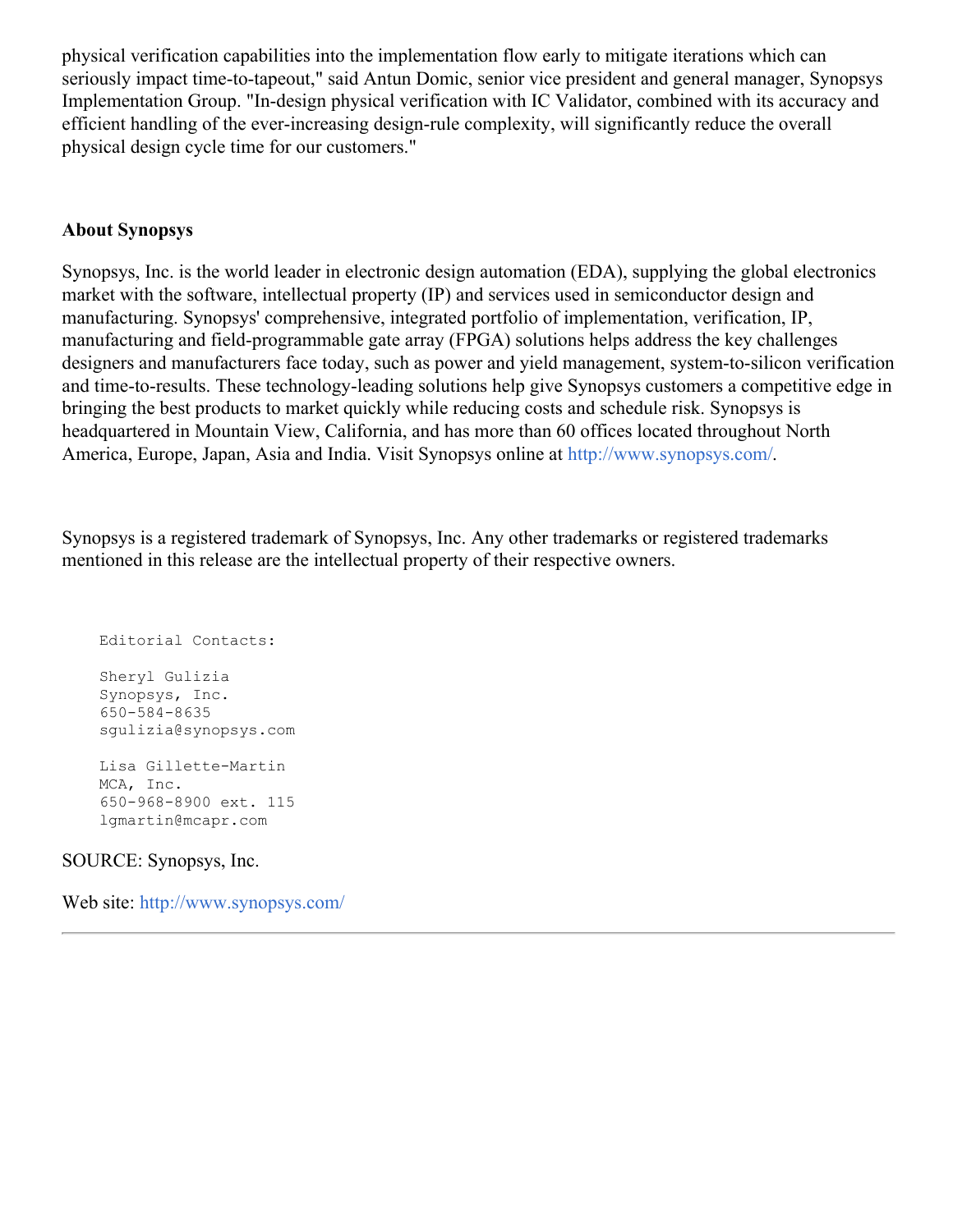physical verification capabilities into the implementation flow early to mitigate iterations which can seriously impact time-to-tapeout," said Antun Domic, senior vice president and general manager, Synopsys Implementation Group. "In-design physical verification with IC Validator, combined with its accuracy and efficient handling of the ever-increasing design-rule complexity, will significantly reduce the overall physical design cycle time for our customers."

**About Synopsys**

Synopsys, Inc. is the world leader in electronic design automation (EDA), supplying the global electronics market with the software, intellectual property (IP) and services used in semiconductor design and manufacturing. Synopsys' comprehensive, integrated portfolio of implementation, verification, IP, manufacturing and field-programmable gate array (FPGA) solutions helps address the key challenges designers and manufacturers face today, such as power and yield management, system-to-silicon verification and time-to-results. These technology-leading solutions help give Synopsys customers a competitive edge in bringing the best products to market quickly while reducing costs and schedule risk. Synopsys is headquartered in Mountain View, California, and has more than 60 offices located throughout North America, Europe, Japan, Asia and India. Visit Synopsys online at http://www.synopsys.com/.

Synopsys is a registered trademark of Synopsys, Inc. Any other trademarks or registered trademarks mentioned in this release are the intellectual property of their respective owners.

```
Editorial Contacts:

Sheryl Gulizia
Synopsys, Inc.
650-584-8635
sgulizia@synopsys.com

Lisa Gillette-Martin
MCA, Inc.
650-968-8900 ext. 115
lgmartin@mcapr.com
```

SOURCE: Synopsys, Inc.

Web site: http://www.synopsys.com/